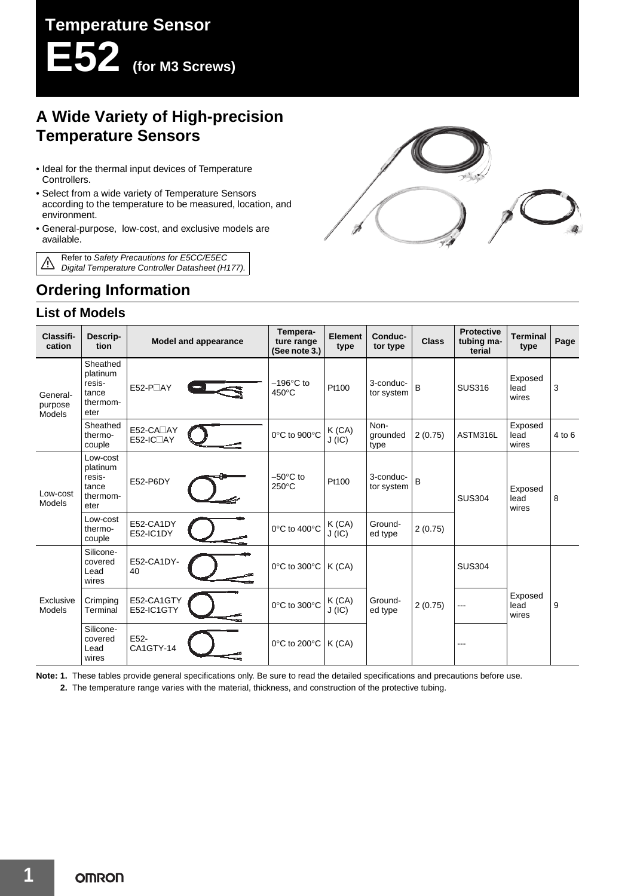# Temperature Sensor

# E52 (for M3 Screws)

## A Wide Variety of High-precision Temperature Sensors

- Ideal for the thermal input devices of Temperature Controllers.
- Select from a wide variety of Temperature Sensors according to the temperature to be measured, location, and environment.
- General-purpose, low-cost, and exclusive models are available.

⚠ Refer to *Safety Precautions for E5CC/E5EC Digital Temperature Controller Datasheet (H177).*

## Ordering Information

### List of Models

| Classification | Description | Model and appearance | Temperature range (See note 3.) | Element type | Conductor type | Class | Protective tubing material | Terminal type | Page |
|---|---|---|---|---|---|---|---|---|---|
| General-purpose Models | Sheathed platinum resistance thermometer | E52-P□AY | −196°C to 450°C | Pt100 | 3-conductor system | B | SUS316 | Exposed lead wires | 3 |
| | Sheathed thermocouple | E52-CA□AY E52-IC□AY | 0°C to 900°C | K (CA) J (IC) | Non-grounded type | 2 (0.75) | ASTM316L | Exposed lead wires | 4 to 6 |
| Low-cost Models | Low-cost platinum resistance thermometer | E52-P6DY | −50°C to 250°C | Pt100 | 3-conductor system | B | SUS304 | Exposed lead wires | 8 |
| | Low-cost thermocouple | E52-CA1DY E52-IC1DY | 0°C to 400°C | K (CA) J (IC) | Grounded type | 2 (0.75) | | | |
| Exclusive Models | Silicone-covered Lead wires | E52-CA1DY-40 | 0°C to 300°C | K (CA) | Grounded type | 2 (0.75) | SUS304 | Exposed lead wires | 9 |
| | Crimping Terminal | E52-CA1GTY E52-IC1GTY | 0°C to 300°C | K (CA) J (IC) | | | --- | | |
| | Silicone-covered Lead wires | E52-CA1GTY-14 | 0°C to 200°C | K (CA) | | | --- | | |

**Note: 1.** These tables provide general specifications only. Be sure to read the detailed specifications and precautions before use.

**2.** The temperature range varies with the material, thickness, and construction of the protective tubing.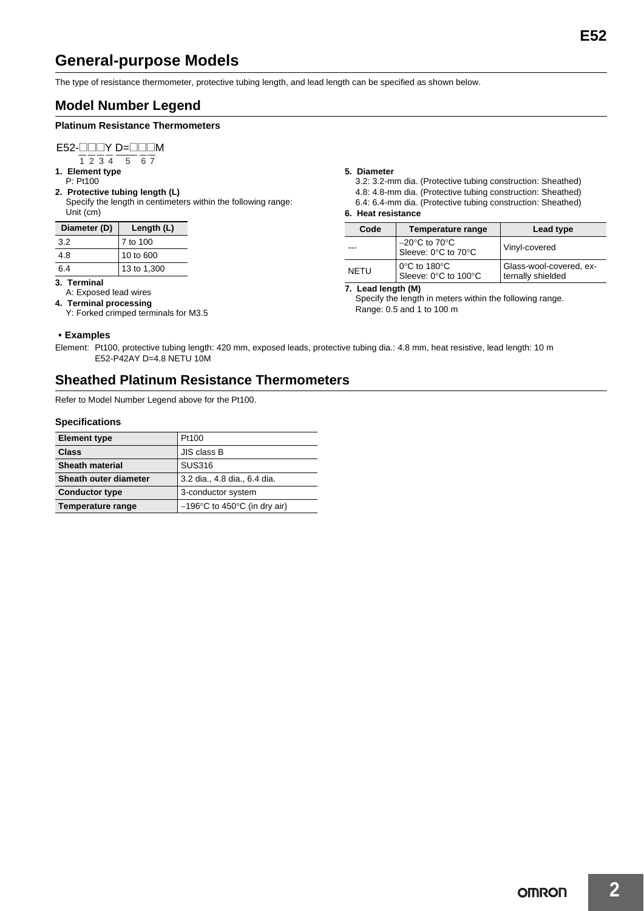# General-purpose Models

The type of resistance thermometer, protective tubing length, and lead length can be specified as shown below.

## Model Number Legend

### Platinum Resistance Thermometers

```
E52-□□□Y D=□□□M
    1 2 3 4   5   6 7
```

**1. Element type**
P: Pt100

**2. Protective tubing length (L)**
Specify the length in centimeters within the following range:
Unit (cm)

| Diameter (D) | Length (L) |
|---|---|
| 3.2 | 7 to 100 |
| 4.8 | 10 to 600 |
| 6.4 | 13 to 1,300 |

**3. Terminal**
A: Exposed lead wires

**4. Terminal processing**
Y: Forked crimped terminals for M3.5

**5. Diameter**
3.2: 3.2-mm dia. (Protective tubing construction: Sheathed)
4.8: 4.8-mm dia. (Protective tubing construction: Sheathed)
6.4: 6.4-mm dia. (Protective tubing construction: Sheathed)

**6. Heat resistance**

| Code | Temperature range | Lead type |
|---|---|---|
| --- | −20°C to 70°C<br>Sleeve: 0°C to 70°C | Vinyl-covered |
| NETU | 0°C to 180°C<br>Sleeve: 0°C to 100°C | Glass-wool-covered, externally shielded |

**7. Lead length (M)**
Specify the length in meters within the following range.
Range: 0.5 and 1 to 100 m

**• Examples**

Element: Pt100, protective tubing length: 420 mm, exposed leads, protective tubing dia.: 4.8 mm, heat resistive, lead length: 10 m
E52-P42AY D=4.8 NETU 10M

## Sheathed Platinum Resistance Thermometers

Refer to Model Number Legend above for the Pt100.

### Specifications

| Element type | Pt100 |
|---|---|
| Class | JIS class B |
| Sheath material | SUS316 |
| Sheath outer diameter | 3.2 dia., 4.8 dia., 6.4 dia. |
| Conductor type | 3-conductor system |
| Temperature range | −196°C to 450°C (in dry air) |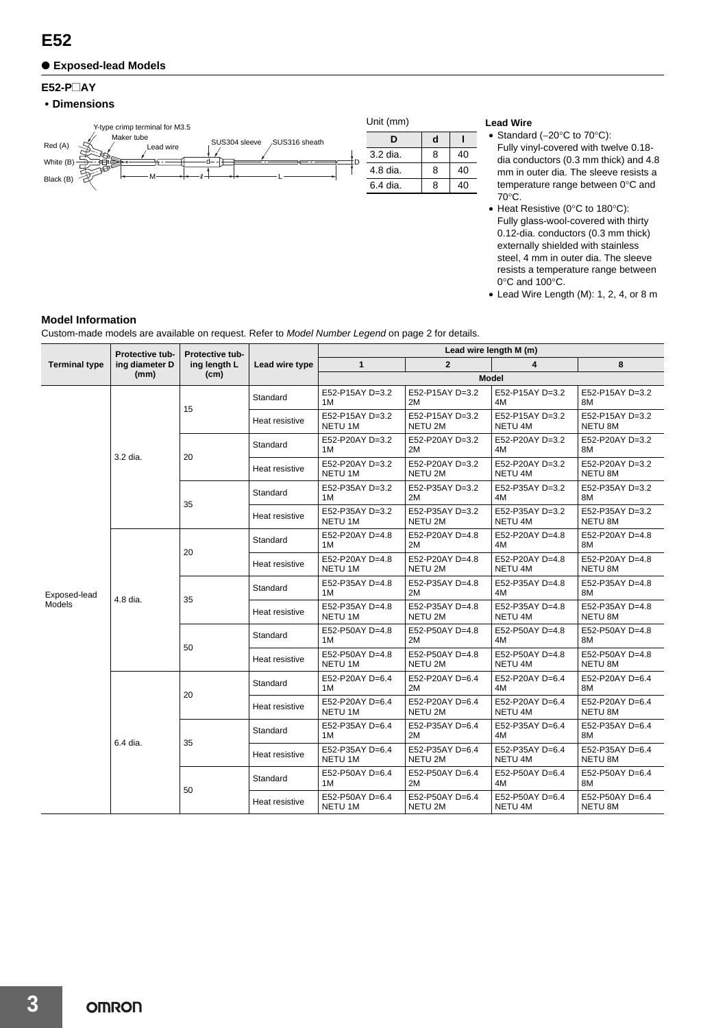# E52

## ● Exposed-lead Models

### E52-P□AY

**• Dimensions**

Y-type crimp terminal for M3.5
Maker tube
Lead wire
SUS304 sleeve
SUS316 sheath
Red (A)
White (B)
Black (B)
M, ℓ, L, d, D

Unit (mm)

| D | d | l |
|---|---|---|
| 3.2 dia. | 8 | 40 |
| 4.8 dia. | 8 | 40 |
| 6.4 dia. | 8 | 40 |

**Lead Wire**

- Standard (−20°C to 70°C): Fully vinyl-covered with twelve 0.18-dia conductors (0.3 mm thick) and 4.8 mm in outer dia. The sleeve resists a temperature range between 0°C and 70°C.
- Heat Resistive (0°C to 180°C): Fully glass-wool-covered with thirty 0.12-dia. conductors (0.3 mm thick) externally shielded with stainless steel, 4 mm in outer dia. The sleeve resists a temperature range between 0°C and 100°C.
- Lead Wire Length (M): 1, 2, 4, or 8 m

### Model Information

Custom-made models are available on request. Refer to *Model Number Legend* on page 2 for details.

| Terminal type | Protective tubing diameter D (mm) | Protective tubing length L (cm) | Lead wire type | Lead wire length M (m): 1 | 2 | 4 | 8 |
|---|---|---|---|---|---|---|---|
| | | | | Model | | | |
| Exposed-lead Models | 3.2 dia. | 15 | Standard | E52-P15AY D=3.2 1M | E52-P15AY D=3.2 2M | E52-P15AY D=3.2 4M | E52-P15AY D=3.2 8M |
| | | | Heat resistive | E52-P15AY D=3.2 NETU 1M | E52-P15AY D=3.2 NETU 2M | E52-P15AY D=3.2 NETU 4M | E52-P15AY D=3.2 NETU 8M |
| | | 20 | Standard | E52-P20AY D=3.2 1M | E52-P20AY D=3.2 2M | E52-P20AY D=3.2 4M | E52-P20AY D=3.2 8M |
| | | | Heat resistive | E52-P20AY D=3.2 NETU 1M | E52-P20AY D=3.2 NETU 2M | E52-P20AY D=3.2 NETU 4M | E52-P20AY D=3.2 NETU 8M |
| | | 35 | Standard | E52-P35AY D=3.2 1M | E52-P35AY D=3.2 2M | E52-P35AY D=3.2 4M | E52-P35AY D=3.2 8M |
| | | | Heat resistive | E52-P35AY D=3.2 NETU 1M | E52-P35AY D=3.2 NETU 2M | E52-P35AY D=3.2 NETU 4M | E52-P35AY D=3.2 NETU 8M |
| | 4.8 dia. | 20 | Standard | E52-P20AY D=4.8 1M | E52-P20AY D=4.8 2M | E52-P20AY D=4.8 4M | E52-P20AY D=4.8 8M |
| | | | Heat resistive | E52-P20AY D=4.8 NETU 1M | E52-P20AY D=4.8 NETU 2M | E52-P20AY D=4.8 NETU 4M | E52-P20AY D=4.8 NETU 8M |
| | | 35 | Standard | E52-P35AY D=4.8 1M | E52-P35AY D=4.8 2M | E52-P35AY D=4.8 4M | E52-P35AY D=4.8 8M |
| | | | Heat resistive | E52-P35AY D=4.8 NETU 1M | E52-P35AY D=4.8 NETU 2M | E52-P35AY D=4.8 NETU 4M | E52-P35AY D=4.8 NETU 8M |
| | | 50 | Standard | E52-P50AY D=4.8 1M | E52-P50AY D=4.8 2M | E52-P50AY D=4.8 4M | E52-P50AY D=4.8 8M |
| | | | Heat resistive | E52-P50AY D=4.8 NETU 1M | E52-P50AY D=4.8 NETU 2M | E52-P50AY D=4.8 NETU 4M | E52-P50AY D=4.8 NETU 8M |
| | 6.4 dia. | 20 | Standard | E52-P20AY D=6.4 1M | E52-P20AY D=6.4 2M | E52-P20AY D=6.4 4M | E52-P20AY D=6.4 8M |
| | | | Heat resistive | E52-P20AY D=6.4 NETU 1M | E52-P20AY D=6.4 NETU 2M | E52-P20AY D=6.4 NETU 4M | E52-P20AY D=6.4 NETU 8M |
| | | 35 | Standard | E52-P35AY D=6.4 1M | E52-P35AY D=6.4 2M | E52-P35AY D=6.4 4M | E52-P35AY D=6.4 8M |
| | | | Heat resistive | E52-P35AY D=6.4 NETU 1M | E52-P35AY D=6.4 NETU 2M | E52-P35AY D=6.4 NETU 4M | E52-P35AY D=6.4 NETU 8M |
| | | 50 | Standard | E52-P50AY D=6.4 1M | E52-P50AY D=6.4 2M | E52-P50AY D=6.4 4M | E52-P50AY D=6.4 8M |
| | | | Heat resistive | E52-P50AY D=6.4 NETU 1M | E52-P50AY D=6.4 NETU 2M | E52-P50AY D=6.4 NETU 4M | E52-P50AY D=6.4 NETU 8M |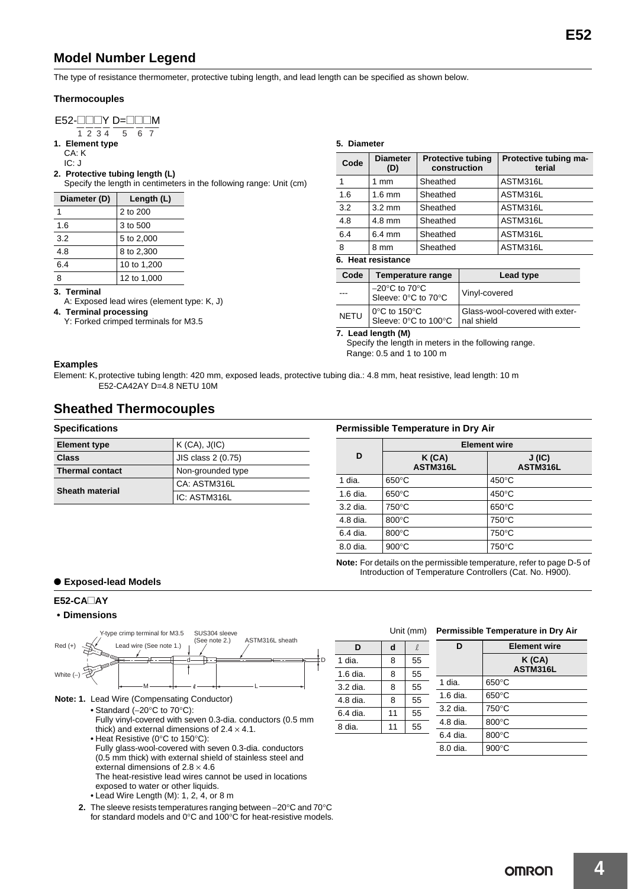## Model Number Legend

The type of resistance thermometer, protective tubing length, and lead length can be specified as shown below.

### Thermocouples

E52-□□□Y D=□□□M
1 2 3 4 5 6 7

**1. Element type**
CA: K
IC: J

**2. Protective tubing length (L)**
Specify the length in centimeters in the following range: Unit (cm)

| Diameter (D) | Length (L) |
|---|---|
| 1 | 2 to 200 |
| 1.6 | 3 to 500 |
| 3.2 | 5 to 2,000 |
| 4.8 | 8 to 2,300 |
| 6.4 | 10 to 1,200 |
| 8 | 12 to 1,000 |

**3. Terminal**
A: Exposed lead wires (element type: K, J)

**4. Terminal processing**
Y: Forked crimped terminals for M3.5

**5. Diameter**

| Code | Diameter (D) | Protective tubing construction | Protective tubing material |
|---|---|---|---|
| 1 | 1 mm | Sheathed | ASTM316L |
| 1.6 | 1.6 mm | Sheathed | ASTM316L |
| 3.2 | 3.2 mm | Sheathed | ASTM316L |
| 4.8 | 4.8 mm | Sheathed | ASTM316L |
| 6.4 | 6.4 mm | Sheathed | ASTM316L |
| 8 | 8 mm | Sheathed | ASTM316L |

**6. Heat resistance**

| Code | Temperature range | Lead type |
|---|---|---|
| --- | –20°C to 70°C Sleeve: 0°C to 70°C | Vinyl-covered |
| NETU | 0°C to 150°C Sleeve: 0°C to 100°C | Glass-wool-covered with external shield |

**7. Lead length (M)**
Specify the length in meters in the following range.
Range: 0.5 and 1 to 100 m

### Examples

Element: K, protective tubing length: 420 mm, exposed leads, protective tubing dia.: 4.8 mm, heat resistive, lead length: 10 m
E52-CA42AY D=4.8 NETU 10M

## Sheathed Thermocouples

### Specifications

| Element type | K (CA), J(IC) |
|---|---|
| Class | JIS class 2 (0.75) |
| Thermal contact | Non-grounded type |
| Sheath material | CA: ASTM316L |
| | IC: ASTM316L |

### Permissible Temperature in Dry Air

| D | Element wire | |
|---|---|---|
| | K (CA) ASTM316L | J (IC) ASTM316L |
| 1 dia. | 650°C | 450°C |
| 1.6 dia. | 650°C | 450°C |
| 3.2 dia. | 750°C | 650°C |
| 4.8 dia. | 800°C | 750°C |
| 6.4 dia. | 800°C | 750°C |
| 8.0 dia. | 900°C | 750°C |

**Note:** For details on the permissible temperature, refer to page D-5 of Introduction of Temperature Controllers (Cat. No. H900).

### ● Exposed-lead Models

**E52-CA□AY**

**• Dimensions**

Y-type crimp terminal for M3.5 — Lead wire (See note 1.) — SUS304 sleeve (See note 2.) — ASTM316L sheath
Red (+), White (–), M, ℓ, L, d, D

Unit (mm)

| D | d | ℓ |
|---|---|---|
| 1 dia. | 8 | 55 |
| 1.6 dia. | 8 | 55 |
| 3.2 dia. | 8 | 55 |
| 4.8 dia. | 8 | 55 |
| 6.4 dia. | 11 | 55 |
| 8 dia. | 11 | 55 |

**Permissible Temperature in Dry Air**

| D | Element wire |
|---|---|
| | K (CA) ASTM316L |
| 1 dia. | 650°C |
| 1.6 dia. | 650°C |
| 3.2 dia. | 750°C |
| 4.8 dia. | 800°C |
| 6.4 dia. | 800°C |
| 8.0 dia. | 900°C |

**Note: 1.** Lead Wire (Compensating Conductor)
- Standard (–20°C to 70°C):
  Fully vinyl-covered with seven 0.3-dia. conductors (0.5 mm thick) and external dimensions of 2.4 × 4.1.
- Heat Resistive (0°C to 150°C):
  Fully glass-wool-covered with seven 0.3-dia. conductors (0.5 mm thick) with external shield of stainless steel and external dimensions of 2.8 × 4.6
  The heat-resistive lead wires cannot be used in locations exposed to water or other liquids.
- Lead Wire Length (M): 1, 2, 4, or 8 m

**2.** The sleeve resists temperatures ranging between –20°C and 70°C for standard models and 0°C and 100°C for heat-resistive models.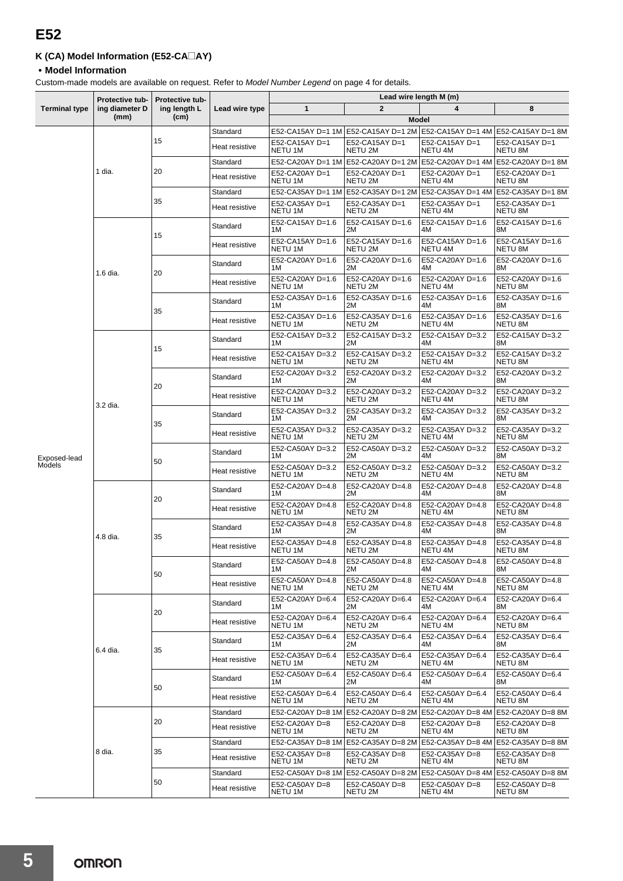# E52

### K (CA) Model Information (E52-CA□AY)

#### • Model Information

Custom-made models are available on request. Refer to *Model Number Legend* on page 4 for details.

| Terminal type | Protective tubing diameter D (mm) | Protective tubing length L (cm) | Lead wire type | Lead wire length M (m) | | | |
|---|---|---|---|---|---|---|---|
| | | | | 1 | 2 | 4 | 8 |
| | | | | Model | | | |
| Exposed-lead Models | 1 dia. | 15 | Standard | E52-CA15AY D=1 1M | E52-CA15AY D=1 2M | E52-CA15AY D=1 4M | E52-CA15AY D=1 8M |
| | | | Heat resistive | E52-CA15AY D=1 NETU 1M | E52-CA15AY D=1 NETU 2M | E52-CA15AY D=1 NETU 4M | E52-CA15AY D=1 NETU 8M |
| | | 20 | Standard | E52-CA20AY D=1 1M | E52-CA20AY D=1 2M | E52-CA20AY D=1 4M | E52-CA20AY D=1 8M |
| | | | Heat resistive | E52-CA20AY D=1 NETU 1M | E52-CA20AY D=1 NETU 2M | E52-CA20AY D=1 NETU 4M | E52-CA20AY D=1 NETU 8M |
| | | 35 | Standard | E52-CA35AY D=1 1M | E52-CA35AY D=1 2M | E52-CA35AY D=1 4M | E52-CA35AY D=1 8M |
| | | | Heat resistive | E52-CA35AY D=1 NETU 1M | E52-CA35AY D=1 NETU 2M | E52-CA35AY D=1 NETU 4M | E52-CA35AY D=1 NETU 8M |
| | 1.6 dia. | 15 | Standard | E52-CA15AY D=1.6 1M | E52-CA15AY D=1.6 2M | E52-CA15AY D=1.6 4M | E52-CA15AY D=1.6 8M |
| | | | Heat resistive | E52-CA15AY D=1.6 NETU 1M | E52-CA15AY D=1.6 NETU 2M | E52-CA15AY D=1.6 NETU 4M | E52-CA15AY D=1.6 NETU 8M |
| | | 20 | Standard | E52-CA20AY D=1.6 1M | E52-CA20AY D=1.6 2M | E52-CA20AY D=1.6 4M | E52-CA20AY D=1.6 8M |
| | | | Heat resistive | E52-CA20AY D=1.6 NETU 1M | E52-CA20AY D=1.6 NETU 2M | E52-CA20AY D=1.6 NETU 4M | E52-CA20AY D=1.6 NETU 8M |
| | | 35 | Standard | E52-CA35AY D=1.6 1M | E52-CA35AY D=1.6 2M | E52-CA35AY D=1.6 4M | E52-CA35AY D=1.6 8M |
| | | | Heat resistive | E52-CA35AY D=1.6 NETU 1M | E52-CA35AY D=1.6 NETU 2M | E52-CA35AY D=1.6 NETU 4M | E52-CA35AY D=1.6 NETU 8M |
| | 3.2 dia. | 15 | Standard | E52-CA15AY D=3.2 1M | E52-CA15AY D=3.2 2M | E52-CA15AY D=3.2 4M | E52-CA15AY D=3.2 8M |
| | | | Heat resistive | E52-CA15AY D=3.2 NETU 1M | E52-CA15AY D=3.2 NETU 2M | E52-CA15AY D=3.2 NETU 4M | E52-CA15AY D=3.2 NETU 8M |
| | | 20 | Standard | E52-CA20AY D=3.2 1M | E52-CA20AY D=3.2 2M | E52-CA20AY D=3.2 4M | E52-CA20AY D=3.2 8M |
| | | | Heat resistive | E52-CA20AY D=3.2 NETU 1M | E52-CA20AY D=3.2 NETU 2M | E52-CA20AY D=3.2 NETU 4M | E52-CA20AY D=3.2 NETU 8M |
| | | 35 | Standard | E52-CA35AY D=3.2 1M | E52-CA35AY D=3.2 2M | E52-CA35AY D=3.2 4M | E52-CA35AY D=3.2 8M |
| | | | Heat resistive | E52-CA35AY D=3.2 NETU 1M | E52-CA35AY D=3.2 NETU 2M | E52-CA35AY D=3.2 NETU 4M | E52-CA35AY D=3.2 NETU 8M |
| | | 50 | Standard | E52-CA50AY D=3.2 1M | E52-CA50AY D=3.2 2M | E52-CA50AY D=3.2 4M | E52-CA50AY D=3.2 8M |
| | | | Heat resistive | E52-CA50AY D=3.2 NETU 1M | E52-CA50AY D=3.2 NETU 2M | E52-CA50AY D=3.2 NETU 4M | E52-CA50AY D=3.2 NETU 8M |
| | 4.8 dia. | 20 | Standard | E52-CA20AY D=4.8 1M | E52-CA20AY D=4.8 2M | E52-CA20AY D=4.8 4M | E52-CA20AY D=4.8 8M |
| | | | Heat resistive | E52-CA20AY D=4.8 NETU 1M | E52-CA20AY D=4.8 NETU 2M | E52-CA20AY D=4.8 NETU 4M | E52-CA20AY D=4.8 NETU 8M |
| | | 35 | Standard | E52-CA35AY D=4.8 1M | E52-CA35AY D=4.8 2M | E52-CA35AY D=4.8 4M | E52-CA35AY D=4.8 8M |
| | | | Heat resistive | E52-CA35AY D=4.8 NETU 1M | E52-CA35AY D=4.8 NETU 2M | E52-CA35AY D=4.8 NETU 4M | E52-CA35AY D=4.8 NETU 8M |
| | | 50 | Standard | E52-CA50AY D=4.8 1M | E52-CA50AY D=4.8 2M | E52-CA50AY D=4.8 4M | E52-CA50AY D=4.8 8M |
| | | | Heat resistive | E52-CA50AY D=4.8 NETU 1M | E52-CA50AY D=4.8 NETU 2M | E52-CA50AY D=4.8 NETU 4M | E52-CA50AY D=4.8 NETU 8M |
| | 6.4 dia. | 20 | Standard | E52-CA20AY D=6.4 1M | E52-CA20AY D=6.4 2M | E52-CA20AY D=6.4 4M | E52-CA20AY D=6.4 8M |
| | | | Heat resistive | E52-CA20AY D=6.4 NETU 1M | E52-CA20AY D=6.4 NETU 2M | E52-CA20AY D=6.4 NETU 4M | E52-CA20AY D=6.4 NETU 8M |
| | | 35 | Standard | E52-CA35AY D=6.4 1M | E52-CA35AY D=6.4 2M | E52-CA35AY D=6.4 4M | E52-CA35AY D=6.4 8M |
| | | | Heat resistive | E52-CA35AY D=6.4 NETU 1M | E52-CA35AY D=6.4 NETU 2M | E52-CA35AY D=6.4 NETU 4M | E52-CA35AY D=6.4 NETU 8M |
| | | 50 | Standard | E52-CA50AY D=6.4 1M | E52-CA50AY D=6.4 2M | E52-CA50AY D=6.4 4M | E52-CA50AY D=6.4 8M |
| | | | Heat resistive | E52-CA50AY D=6.4 NETU 1M | E52-CA50AY D=6.4 NETU 2M | E52-CA50AY D=6.4 NETU 4M | E52-CA50AY D=6.4 NETU 8M |
| | 8 dia. | 20 | Standard | E52-CA20AY D=8 1M | E52-CA20AY D=8 2M | E52-CA20AY D=8 4M | E52-CA20AY D=8 8M |
| | | | Heat resistive | E52-CA20AY D=8 NETU 1M | E52-CA20AY D=8 NETU 2M | E52-CA20AY D=8 NETU 4M | E52-CA20AY D=8 NETU 8M |
| | | 35 | Standard | E52-CA35AY D=8 1M | E52-CA35AY D=8 2M | E52-CA35AY D=8 4M | E52-CA35AY D=8 8M |
| | | | Heat resistive | E52-CA35AY D=8 NETU 1M | E52-CA35AY D=8 NETU 2M | E52-CA35AY D=8 NETU 4M | E52-CA35AY D=8 NETU 8M |
| | | 50 | Standard | E52-CA50AY D=8 1M | E52-CA50AY D=8 2M | E52-CA50AY D=8 4M | E52-CA50AY D=8 8M |
| | | | Heat resistive | E52-CA50AY D=8 NETU 1M | E52-CA50AY D=8 NETU 2M | E52-CA50AY D=8 NETU 4M | E52-CA50AY D=8 NETU 8M |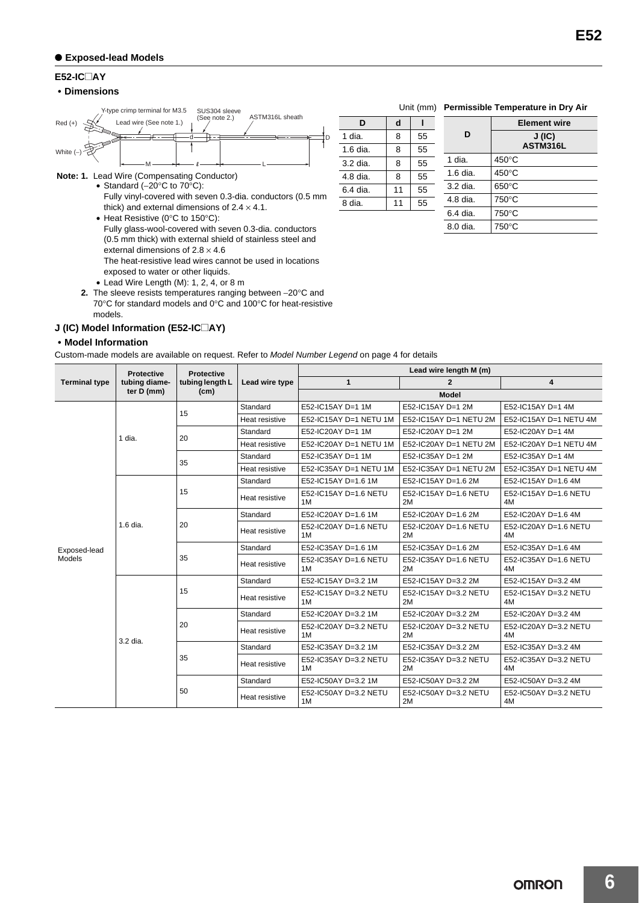### ● Exposed-lead Models

#### E52-IC□AY

**• Dimensions**

Y-type crimp terminal for M3.5 — Lead wire (See note 1.) — SUS304 sleeve (See note 2.) — ASTM316L sheath

Red (+), White (–), M, d, ℓ, L, D

Unit (mm)

| D | d | l |
|---|---|---|
| 1 dia. | 8 | 55 |
| 1.6 dia. | 8 | 55 |
| 3.2 dia. | 8 | 55 |
| 4.8 dia. | 8 | 55 |
| 6.4 dia. | 11 | 55 |
| 8 dia. | 11 | 55 |

**Permissible Temperature in Dry Air**

| D | Element wire J (IC) ASTM316L |
|---|---|
| 1 dia. | 450°C |
| 1.6 dia. | 450°C |
| 3.2 dia. | 650°C |
| 4.8 dia. | 750°C |
| 6.4 dia. | 750°C |
| 8.0 dia. | 750°C |

**Note: 1.** Lead Wire (Compensating Conductor)
- Standard (–20°C to 70°C):
  Fully vinyl-covered with seven 0.3-dia. conductors (0.5 mm thick) and external dimensions of 2.4 × 4.1.
- Heat Resistive (0°C to 150°C):
  Fully glass-wool-covered with seven 0.3-dia. conductors (0.5 mm thick) with external shield of stainless steel and external dimensions of 2.8 × 4.6
  The heat-resistive lead wires cannot be used in locations exposed to water or other liquids.
- Lead Wire Length (M): 1, 2, 4, or 8 m

**2.** The sleeve resists temperatures ranging between –20°C and 70°C for standard models and 0°C and 100°C for heat-resistive models.

### J (IC) Model Information (E52-IC□AY)

**• Model Information**

Custom-made models are available on request. Refer to *Model Number Legend* on page 4 for details

| Terminal type | Protective tubing diameter D (mm) | Protective tubing length L (cm) | Lead wire type | Lead wire length M (m) | | |
|---|---|---|---|---|---|---|
| | | | | 1 | 2 | 4 |
| | | | | Model | | |
| Exposed-lead Models | 1 dia. | 15 | Standard | E52-IC15AY D=1 1M | E52-IC15AY D=1 2M | E52-IC15AY D=1 4M |
| | | | Heat resistive | E52-IC15AY D=1 NETU 1M | E52-IC15AY D=1 NETU 2M | E52-IC15AY D=1 NETU 4M |
| | | 20 | Standard | E52-IC20AY D=1 1M | E52-IC20AY D=1 2M | E52-IC20AY D=1 4M |
| | | | Heat resistive | E52-IC20AY D=1 NETU 1M | E52-IC20AY D=1 NETU 2M | E52-IC20AY D=1 NETU 4M |
| | | 35 | Standard | E52-IC35AY D=1 1M | E52-IC35AY D=1 2M | E52-IC35AY D=1 4M |
| | | | Heat resistive | E52-IC35AY D=1 NETU 1M | E52-IC35AY D=1 NETU 2M | E52-IC35AY D=1 NETU 4M |
| | 1.6 dia. | 15 | Standard | E52-IC15AY D=1.6 1M | E52-IC15AY D=1.6 2M | E52-IC15AY D=1.6 4M |
| | | | Heat resistive | E52-IC15AY D=1.6 NETU 1M | E52-IC15AY D=1.6 NETU 2M | E52-IC15AY D=1.6 NETU 4M |
| | | 20 | Standard | E52-IC20AY D=1.6 1M | E52-IC20AY D=1.6 2M | E52-IC20AY D=1.6 4M |
| | | | Heat resistive | E52-IC20AY D=1.6 NETU 1M | E52-IC20AY D=1.6 NETU 2M | E52-IC20AY D=1.6 NETU 4M |
| | | 35 | Standard | E52-IC35AY D=1.6 1M | E52-IC35AY D=1.6 2M | E52-IC35AY D=1.6 4M |
| | | | Heat resistive | E52-IC35AY D=1.6 NETU 1M | E52-IC35AY D=1.6 NETU 2M | E52-IC35AY D=1.6 NETU 4M |
| | 3.2 dia. | 15 | Standard | E52-IC15AY D=3.2 1M | E52-IC15AY D=3.2 2M | E52-IC15AY D=3.2 4M |
| | | | Heat resistive | E52-IC15AY D=3.2 NETU 1M | E52-IC15AY D=3.2 NETU 2M | E52-IC15AY D=3.2 NETU 4M |
| | | 20 | Standard | E52-IC20AY D=3.2 1M | E52-IC20AY D=3.2 2M | E52-IC20AY D=3.2 4M |
| | | | Heat resistive | E52-IC20AY D=3.2 NETU 1M | E52-IC20AY D=3.2 NETU 2M | E52-IC20AY D=3.2 NETU 4M |
| | | 35 | Standard | E52-IC35AY D=3.2 1M | E52-IC35AY D=3.2 2M | E52-IC35AY D=3.2 4M |
| | | | Heat resistive | E52-IC35AY D=3.2 NETU 1M | E52-IC35AY D=3.2 NETU 2M | E52-IC35AY D=3.2 NETU 4M |
| | | 50 | Standard | E52-IC50AY D=3.2 1M | E52-IC50AY D=3.2 2M | E52-IC50AY D=3.2 4M |
| | | | Heat resistive | E52-IC50AY D=3.2 NETU 1M | E52-IC50AY D=3.2 NETU 2M | E52-IC50AY D=3.2 NETU 4M |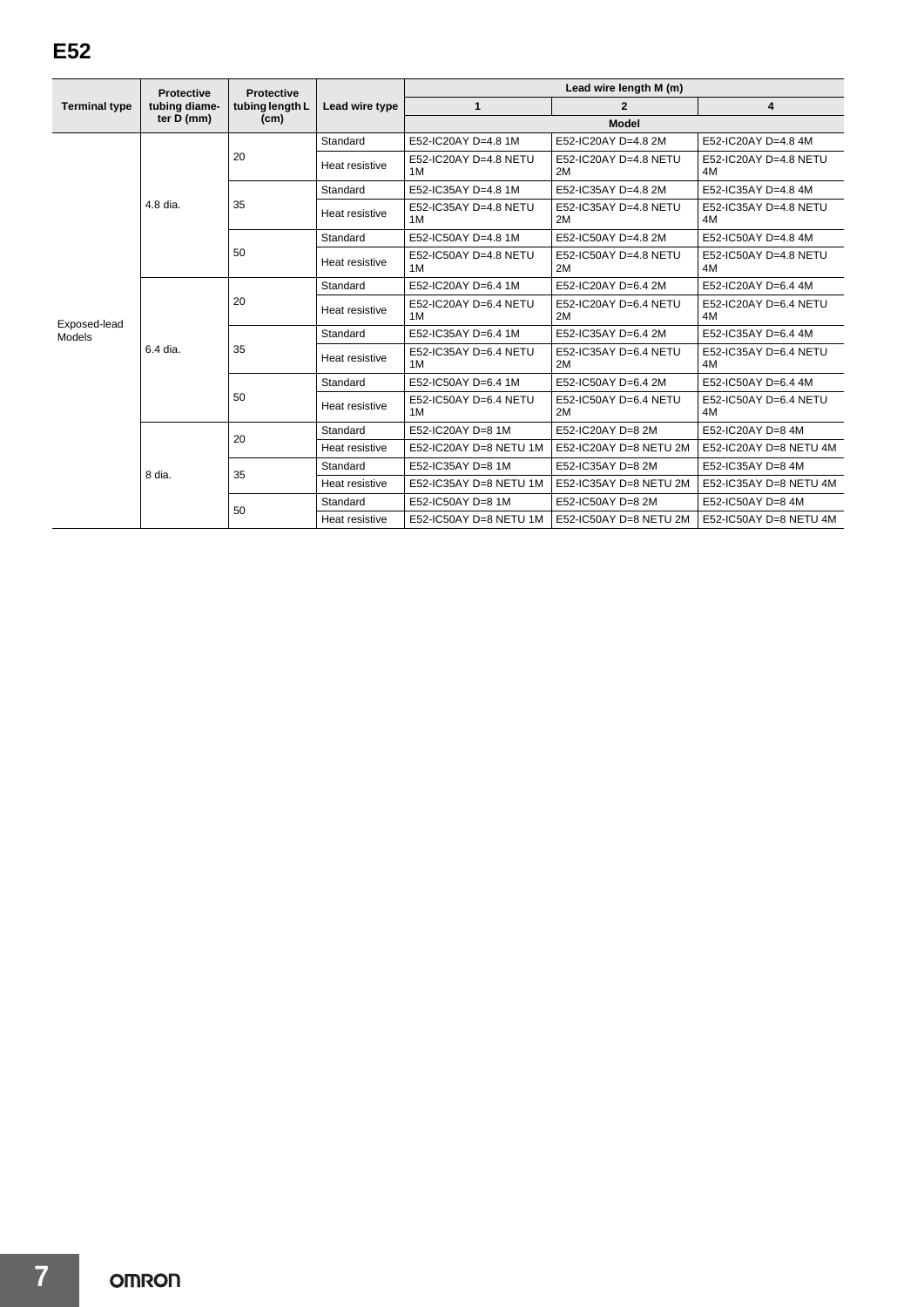| Terminal type | Protective tubing diameter D (mm) | Protective tubing length L (cm) | Lead wire type | Lead wire length M (m) | | |
|---|---|---|---|---|---|---|
| | | | | 1 | 2 | 4 |
| | | | | Model | | |
| Exposed-lead Models | 4.8 dia. | 20 | Standard | E52-IC20AY D=4.8 1M | E52-IC20AY D=4.8 2M | E52-IC20AY D=4.8 4M |
| | | | Heat resistive | E52-IC20AY D=4.8 NETU 1M | E52-IC20AY D=4.8 NETU 2M | E52-IC20AY D=4.8 NETU 4M |
| | | 35 | Standard | E52-IC35AY D=4.8 1M | E52-IC35AY D=4.8 2M | E52-IC35AY D=4.8 4M |
| | | | Heat resistive | E52-IC35AY D=4.8 NETU 1M | E52-IC35AY D=4.8 NETU 2M | E52-IC35AY D=4.8 NETU 4M |
| | | 50 | Standard | E52-IC50AY D=4.8 1M | E52-IC50AY D=4.8 2M | E52-IC50AY D=4.8 4M |
| | | | Heat resistive | E52-IC50AY D=4.8 NETU 1M | E52-IC50AY D=4.8 NETU 2M | E52-IC50AY D=4.8 NETU 4M |
| | 6.4 dia. | 20 | Standard | E52-IC20AY D=6.4 1M | E52-IC20AY D=6.4 2M | E52-IC20AY D=6.4 4M |
| | | | Heat resistive | E52-IC20AY D=6.4 NETU 1M | E52-IC20AY D=6.4 NETU 2M | E52-IC20AY D=6.4 NETU 4M |
| | | 35 | Standard | E52-IC35AY D=6.4 1M | E52-IC35AY D=6.4 2M | E52-IC35AY D=6.4 4M |
| | | | Heat resistive | E52-IC35AY D=6.4 NETU 1M | E52-IC35AY D=6.4 NETU 2M | E52-IC35AY D=6.4 NETU 4M |
| | | 50 | Standard | E52-IC50AY D=6.4 1M | E52-IC50AY D=6.4 2M | E52-IC50AY D=6.4 4M |
| | | | Heat resistive | E52-IC50AY D=6.4 NETU 1M | E52-IC50AY D=6.4 NETU 2M | E52-IC50AY D=6.4 NETU 4M |
| | 8 dia. | 20 | Standard | E52-IC20AY D=8 1M | E52-IC20AY D=8 2M | E52-IC20AY D=8 4M |
| | | | Heat resistive | E52-IC20AY D=8 NETU 1M | E52-IC20AY D=8 NETU 2M | E52-IC20AY D=8 NETU 4M |
| | | 35 | Standard | E52-IC35AY D=8 1M | E52-IC35AY D=8 2M | E52-IC35AY D=8 4M |
| | | | Heat resistive | E52-IC35AY D=8 NETU 1M | E52-IC35AY D=8 NETU 2M | E52-IC35AY D=8 NETU 4M |
| | | 50 | Standard | E52-IC50AY D=8 1M | E52-IC50AY D=8 2M | E52-IC50AY D=8 4M |
| | | | Heat resistive | E52-IC50AY D=8 NETU 1M | E52-IC50AY D=8 NETU 2M | E52-IC50AY D=8 NETU 4M |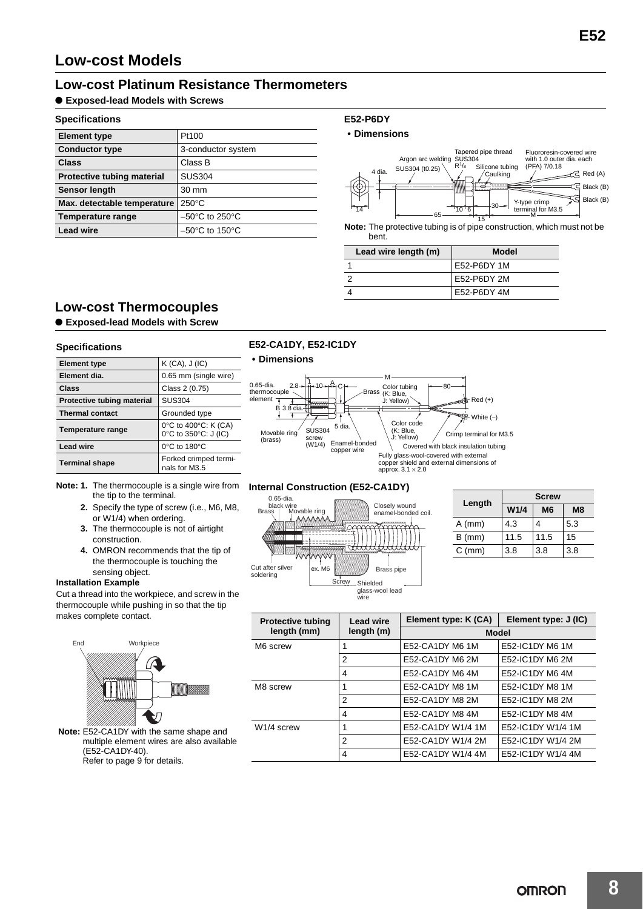# Low-cost Models

## Low-cost Platinum Resistance Thermometers

### ● Exposed-lead Models with Screws

#### Specifications

| Element type | Pt100 |
|---|---|
| Conductor type | 3-conductor system |
| Class | Class B |
| Protective tubing material | SUS304 |
| Sensor length | 30 mm |
| Max. detectable temperature | 250°C |
| Temperature range | –50°C to 250°C |
| Lead wire | –50°C to 150°C |

#### E52-P6DY

**• Dimensions**

Tapered pipe thread SUS304 $R^1/_8$ — Argon arc welding — SUS304 (t0.25) — 4 dia. — Silicone tubing — Caulking — Fluororesin-covered wire with 1.0 outer dia. each (PFA) 7/0.18 — Red (A) — Black (B) — Black (B) — Y-type crimp terminal for M3.5 — 14 — 65 — 10 — 6 — 15 — 30 — M

**Note:** The protective tubing is of pipe construction, which must not be bent.

| Lead wire length (m) | Model |
|---|---|
| 1 | E52-P6DY 1M |
| 2 | E52-P6DY 2M |
| 4 | E52-P6DY 4M |

## Low-cost Thermocouples

### ● Exposed-lead Models with Screw

#### Specifications

| Element type | K (CA), J (IC) |
|---|---|
| Element dia. | 0.65 mm (single wire) |
| Class | Class 2 (0.75) |
| Protective tubing material | SUS304 |
| Thermal contact | Grounded type |
| Temperature range | 0°C to 400°C: K (CA)<br>0°C to 350°C: J (IC) |
| Lead wire | 0°C to 180°C |
| Terminal shape | Forked crimped terminals for M3.5 |

**Note: 1.** The thermocouple is a single wire from the tip to the terminal.

**2.** Specify the type of screw (i.e., M6, M8, or W1/4) when ordering.

**3.** The thermocouple is not of airtight construction.

**4.** OMRON recommends that the tip of the thermocouple is touching the sensing object.

**Installation Example**

Cut a thread into the workpiece, and screw in the thermocouple while pushing in so that the tip makes complete contact.

End — Workpiece

**Note:** E52-CA1DY with the same shape and multiple element wires are also available (E52-CA1DY-40).
Refer to page 9 for details.

#### E52-CA1DY, E52-IC1DY

**• Dimensions**

0.65-dia. thermocouple element — 2.8 — 10 — A — C — 1 — B — 3.8 dia. — Movable ring (brass) — SUS304 screw (W1/4) — 5 dia. — Enamel-bonded copper wire — Brass — Color tubing (K: Blue, J: Yellow) — M — 80 — Red (+) — White (–) — Color code (K: Blue, J: Yellow) — Crimp terminal for M3.5 — Covered with black insulation tubing — Fully glass-wool-covered with external copper shield and external dimensions of approx. 3.1 × 2.0

**Internal Construction (E52-CA1DY)**

0.65-dia. black wire — Brass — Movable ring — Closely wound enamel-bonded coil. — Cut after silver soldering — ex. M6 — Screw — Brass pipe — Shielded glass-wool lead wire

| Length | Screw | | |
|---|---|---|---|
| | W1/4 | M6 | M8 |
| A (mm) | 4.3 | 4 | 5.3 |
| B (mm) | 11.5 | 11.5 | 15 |
| C (mm) | 3.8 | 3.8 | 3.8 |

| Protective tubing length (mm) | Lead wire length (m) | Element type: K (CA) | Element type: J (IC) |
|---|---|---|---|
| | | Model | |
| M6 screw | 1 | E52-CA1DY M6 1M | E52-IC1DY M6 1M |
| | 2 | E52-CA1DY M6 2M | E52-IC1DY M6 2M |
| | 4 | E52-CA1DY M6 4M | E52-IC1DY M6 4M |
| M8 screw | 1 | E52-CA1DY M8 1M | E52-IC1DY M8 1M |
| | 2 | E52-CA1DY M8 2M | E52-IC1DY M8 2M |
| | 4 | E52-CA1DY M8 4M | E52-IC1DY M8 4M |
| W1/4 screw | 1 | E52-CA1DY W1/4 1M | E52-IC1DY W1/4 1M |
| | 2 | E52-CA1DY W1/4 2M | E52-IC1DY W1/4 2M |
| | 4 | E52-CA1DY W1/4 4M | E52-IC1DY W1/4 4M |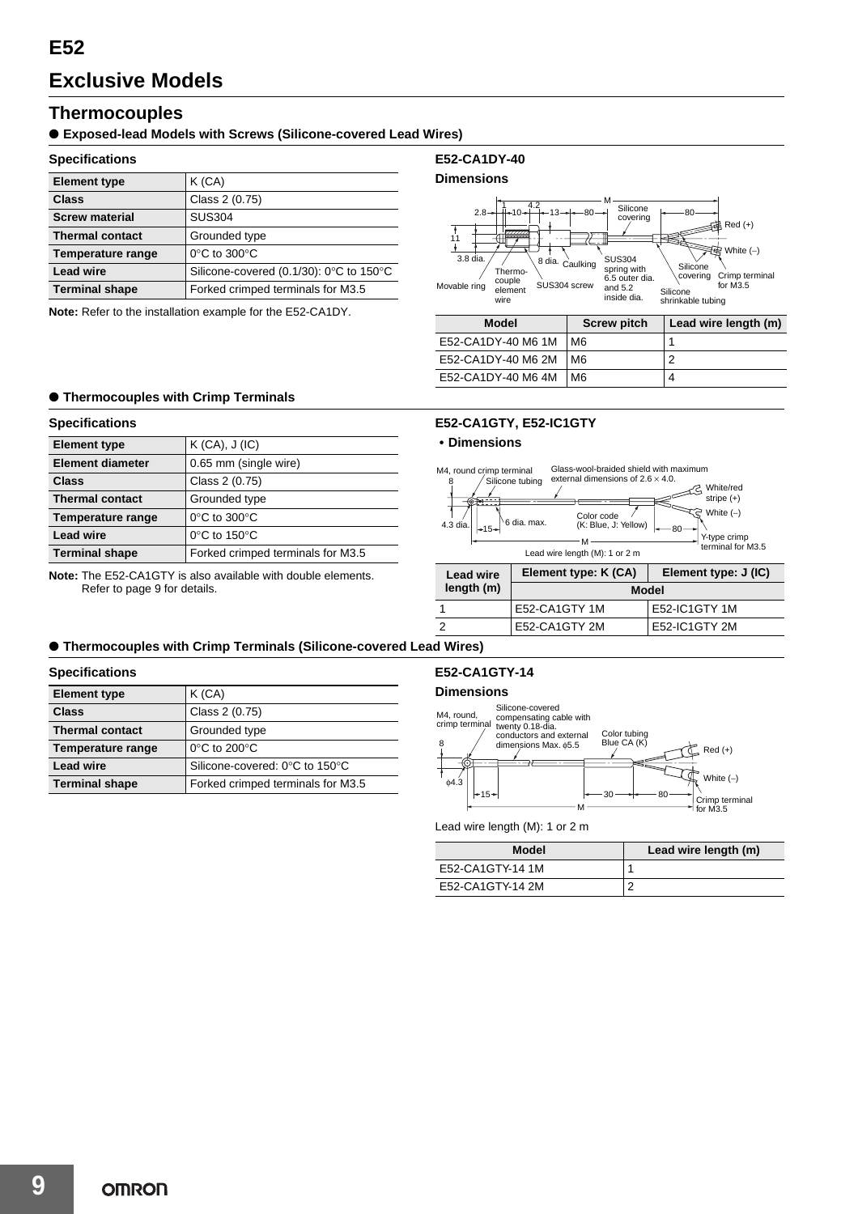# E52

# Exclusive Models

## Thermocouples

### ● Exposed-lead Models with Screws (Silicone-covered Lead Wires)

#### Specifications

| Element type | K (CA) |
|---|---|
| Class | Class 2 (0.75) |
| Screw material | SUS304 |
| Thermal contact | Grounded type |
| Temperature range | 0°C to 300°C |
| Lead wire | Silicone-covered (0.1/30): 0°C to 150°C |
| Terminal shape | Forked crimped terminals for M3.5 |

**Note:** Refer to the installation example for the E52-CA1DY.

#### E52-CA1DY-40

**Dimensions**

2.8, 1, 4.2, 10, 13, 80, M, Silicone covering, 80, Red (+), 11, White (−), 3.8 dia., 8 dia., Caulking, SUS304 spring with 6.5 outer dia. and 5.2 inside dia., Silicone covering, Crimp terminal for M3.5, Movable ring, Thermo-couple element wire, SUS304 screw, Silicone shrinkable tubing

| Model | Screw pitch | Lead wire length (m) |
|---|---|---|
| E52-CA1DY-40 M6 1M | M6 | 1 |
| E52-CA1DY-40 M6 2M | M6 | 2 |
| E52-CA1DY-40 M6 4M | M6 | 4 |

### ● Thermocouples with Crimp Terminals

#### Specifications

| Element type | K (CA), J (IC) |
|---|---|
| Element diameter | 0.65 mm (single wire) |
| Class | Class 2 (0.75) |
| Thermal contact | Grounded type |
| Temperature range | 0°C to 300°C |
| Lead wire | 0°C to 150°C |
| Terminal shape | Forked crimped terminals for M3.5 |

**Note:** The E52-CA1GTY is also available with double elements. Refer to page 9 for details.

#### E52-CA1GTY, E52-IC1GTY

**• Dimensions**

M4, round crimp terminal, 8, Silicone tubing, Glass-wool-braided shield with maximum external dimensions of 2.6 × 4.0., White/red stripe (+), White (−), 4.3 dia., 15, 6 dia. max., Color code (K: Blue, J: Yellow), 80, M, Y-type crimp terminal for M3.5

Lead wire length (M): 1 or 2 m

| Lead wire length (m) | Element type: K (CA) | Element type: J (IC) |
|---|---|---|
| | Model | |
| 1 | E52-CA1GTY 1M | E52-IC1GTY 1M |
| 2 | E52-CA1GTY 2M | E52-IC1GTY 2M |

### ● Thermocouples with Crimp Terminals (Silicone-covered Lead Wires)

#### Specifications

| Element type | K (CA) |
|---|---|
| Class | Class 2 (0.75) |
| Thermal contact | Grounded type |
| Temperature range | 0°C to 200°C |
| Lead wire | Silicone-covered: 0°C to 150°C |
| Terminal shape | Forked crimped terminals for M3.5 |

#### E52-CA1GTY-14

**Dimensions**

M4, round, crimp terminal, Silicone-covered compensating cable with twenty 0.18-dia. conductors and external dimensions Max. ϕ5.5, Color tubing Blue CA (K), 8, Red (+), ϕ4.3, White (−), 15, 30, 80, M, Crimp terminal for M3.5

Lead wire length (M): 1 or 2 m

| Model | Lead wire length (m) |
|---|---|
| E52-CA1GTY-14 1M | 1 |
| E52-CA1GTY-14 2M | 2 |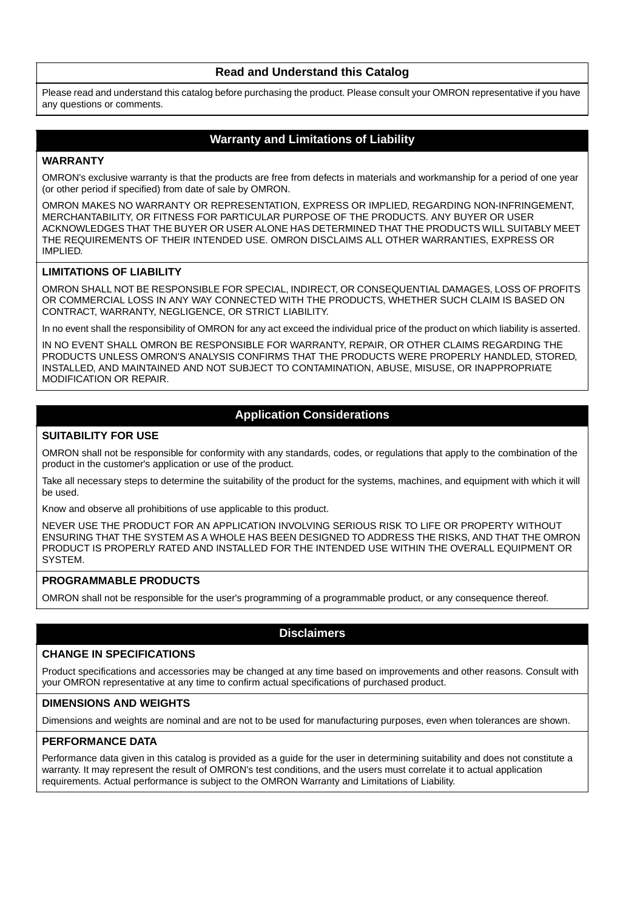## Read and Understand this Catalog

Please read and understand this catalog before purchasing the product. Please consult your OMRON representative if you have any questions or comments.

## Warranty and Limitations of Liability

### WARRANTY

OMRON's exclusive warranty is that the products are free from defects in materials and workmanship for a period of one year (or other period if specified) from date of sale by OMRON.

OMRON MAKES NO WARRANTY OR REPRESENTATION, EXPRESS OR IMPLIED, REGARDING NON-INFRINGEMENT, MERCHANTABILITY, OR FITNESS FOR PARTICULAR PURPOSE OF THE PRODUCTS. ANY BUYER OR USER ACKNOWLEDGES THAT THE BUYER OR USER ALONE HAS DETERMINED THAT THE PRODUCTS WILL SUITABLY MEET THE REQUIREMENTS OF THEIR INTENDED USE. OMRON DISCLAIMS ALL OTHER WARRANTIES, EXPRESS OR IMPLIED.

### LIMITATIONS OF LIABILITY

OMRON SHALL NOT BE RESPONSIBLE FOR SPECIAL, INDIRECT, OR CONSEQUENTIAL DAMAGES, LOSS OF PROFITS OR COMMERCIAL LOSS IN ANY WAY CONNECTED WITH THE PRODUCTS, WHETHER SUCH CLAIM IS BASED ON CONTRACT, WARRANTY, NEGLIGENCE, OR STRICT LIABILITY.

In no event shall the responsibility of OMRON for any act exceed the individual price of the product on which liability is asserted.

IN NO EVENT SHALL OMRON BE RESPONSIBLE FOR WARRANTY, REPAIR, OR OTHER CLAIMS REGARDING THE PRODUCTS UNLESS OMRON'S ANALYSIS CONFIRMS THAT THE PRODUCTS WERE PROPERLY HANDLED, STORED, INSTALLED, AND MAINTAINED AND NOT SUBJECT TO CONTAMINATION, ABUSE, MISUSE, OR INAPPROPRIATE MODIFICATION OR REPAIR.

## Application Considerations

### SUITABILITY FOR USE

OMRON shall not be responsible for conformity with any standards, codes, or regulations that apply to the combination of the product in the customer's application or use of the product.

Take all necessary steps to determine the suitability of the product for the systems, machines, and equipment with which it will be used.

Know and observe all prohibitions of use applicable to this product.

NEVER USE THE PRODUCT FOR AN APPLICATION INVOLVING SERIOUS RISK TO LIFE OR PROPERTY WITHOUT ENSURING THAT THE SYSTEM AS A WHOLE HAS BEEN DESIGNED TO ADDRESS THE RISKS, AND THAT THE OMRON PRODUCT IS PROPERLY RATED AND INSTALLED FOR THE INTENDED USE WITHIN THE OVERALL EQUIPMENT OR SYSTEM.

### PROGRAMMABLE PRODUCTS

OMRON shall not be responsible for the user's programming of a programmable product, or any consequence thereof.

## Disclaimers

### CHANGE IN SPECIFICATIONS

Product specifications and accessories may be changed at any time based on improvements and other reasons. Consult with your OMRON representative at any time to confirm actual specifications of purchased product.

### DIMENSIONS AND WEIGHTS

Dimensions and weights are nominal and are not to be used for manufacturing purposes, even when tolerances are shown.

### PERFORMANCE DATA

Performance data given in this catalog is provided as a guide for the user in determining suitability and does not constitute a warranty. It may represent the result of OMRON's test conditions, and the users must correlate it to actual application requirements. Actual performance is subject to the OMRON Warranty and Limitations of Liability.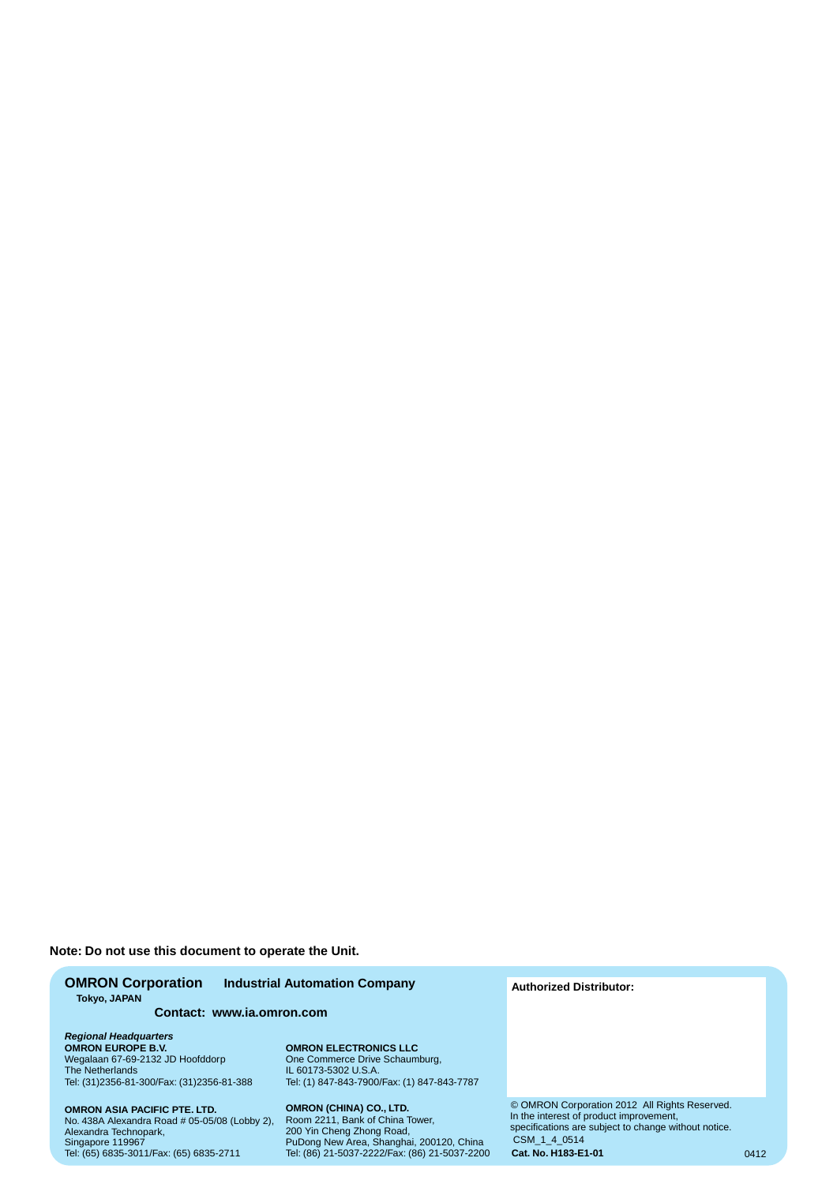**Note: Do not use this document to operate the Unit.**

**OMRON Corporation** **Industrial Automation Company**
**Tokyo, JAPAN**

**Contact: www.ia.omron.com**

***Regional Headquarters***

**OMRON EUROPE B.V.**
Wegalaan 67-69-2132 JD Hoofddorp
The Netherlands
Tel: (31)2356-81-300/Fax: (31)2356-81-388

**OMRON ASIA PACIFIC PTE. LTD.**
No. 438A Alexandra Road # 05-05/08 (Lobby 2),
Alexandra Technopark,
Singapore 119967
Tel: (65) 6835-3011/Fax: (65) 6835-2711

**OMRON ELECTRONICS LLC**
One Commerce Drive Schaumburg,
IL 60173-5302 U.S.A.
Tel: (1) 847-843-7900/Fax: (1) 847-843-7787

**OMRON (CHINA) CO., LTD.**
Room 2211, Bank of China Tower,
200 Yin Cheng Zhong Road,
PuDong New Area, Shanghai, 200120, China
Tel: (86) 21-5037-2222/Fax: (86) 21-5037-2200

**Authorized Distributor:**

© OMRON Corporation 2012 All Rights Reserved.
In the interest of product improvement,
specifications are subject to change without notice.
CSM_1_4_0514
**Cat. No. H183-E1-01**

0412